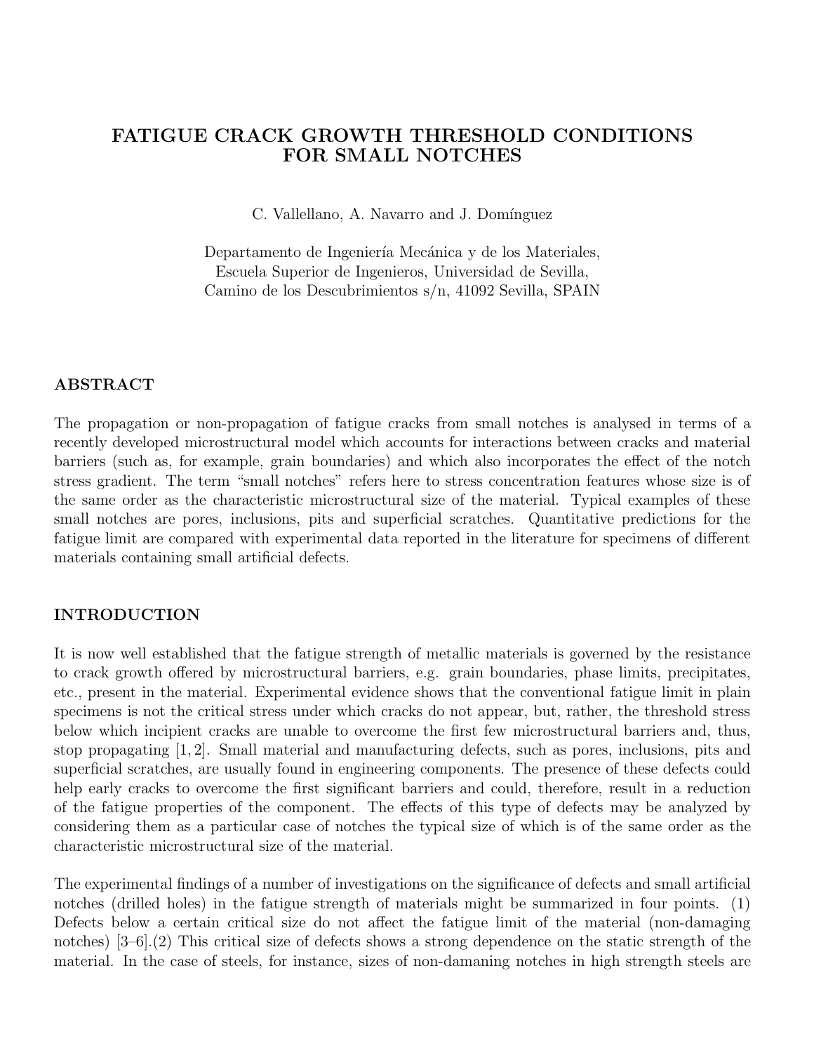# FATIGUE CRACK GROWTH THRESHOLD CONDITIONS FOR SMALL NOTCHES

C. Vallellano, A. Navarro and J. Domínguez

Departamento de Ingeniería Mecánica y de los Materiales,
Escuela Superior de Ingenieros, Universidad de Sevilla,
Camino de los Descubrimientos s/n, 41092 Sevilla, SPAIN

## ABSTRACT

The propagation or non-propagation of fatigue cracks from small notches is analysed in terms of a recently developed microstructural model which accounts for interactions between cracks and material barriers (such as, for example, grain boundaries) and which also incorporates the effect of the notch stress gradient. The term "small notches" refers here to stress concentration features whose size is of the same order as the characteristic microstructural size of the material. Typical examples of these small notches are pores, inclusions, pits and superficial scratches. Quantitative predictions for the fatigue limit are compared with experimental data reported in the literature for specimens of different materials containing small artificial defects.

## INTRODUCTION

It is now well established that the fatigue strength of metallic materials is governed by the resistance to crack growth offered by microstructural barriers, e.g. grain boundaries, phase limits, precipitates, etc., present in the material. Experimental evidence shows that the conventional fatigue limit in plain specimens is not the critical stress under which cracks do not appear, but, rather, the threshold stress below which incipient cracks are unable to overcome the first few microstructural barriers and, thus, stop propagating [1, 2]. Small material and manufacturing defects, such as pores, inclusions, pits and superficial scratches, are usually found in engineering components. The presence of these defects could help early cracks to overcome the first significant barriers and could, therefore, result in a reduction of the fatigue properties of the component. The effects of this type of defects may be analyzed by considering them as a particular case of notches the typical size of which is of the same order as the characteristic microstructural size of the material.

The experimental findings of a number of investigations on the significance of defects and small artificial notches (drilled holes) in the fatigue strength of materials might be summarized in four points. (1) Defects below a certain critical size do not affect the fatigue limit of the material (non-damaging notches) [3–6].(2) This critical size of defects shows a strong dependence on the static strength of the material. In the case of steels, for instance, sizes of non-damaning notches in high strength steels are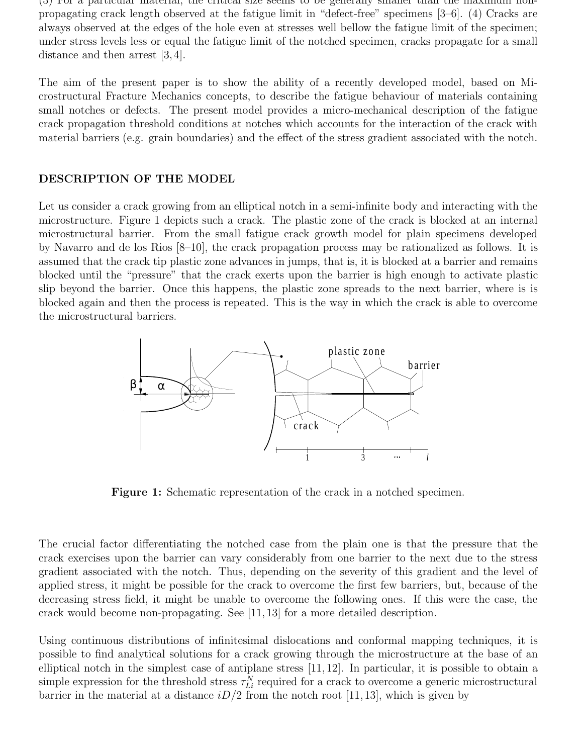(3) For a particular material, the critical size seems to be generally smaller than the maximum non-propagating crack length observed at the fatigue limit in "defect-free" specimens [3–6]. (4) Cracks are always observed at the edges of the hole even at stresses well bellow the fatigue limit of the specimen; under stress levels less or equal the fatigue limit of the notched specimen, cracks propagate for a small distance and then arrest [3, 4].

The aim of the present paper is to show the ability of a recently developed model, based on Microstructural Fracture Mechanics concepts, to describe the fatigue behaviour of materials containing small notches or defects. The present model provides a micro-mechanical description of the fatigue crack propagation threshold conditions at notches which accounts for the interaction of the crack with material barriers (e.g. grain boundaries) and the effect of the stress gradient associated with the notch.

## DESCRIPTION OF THE MODEL

Let us consider a crack growing from an elliptical notch in a semi-infinite body and interacting with the microstructure. Figure 1 depicts such a crack. The plastic zone of the crack is blocked at an internal microstructural barrier. From the small fatigue crack growth model for plain specimens developed by Navarro and de los Rios [8–10], the crack propagation process may be rationalized as follows. It is assumed that the crack tip plastic zone advances in jumps, that is, it is blocked at a barrier and remains blocked until the "pressure" that the crack exerts upon the barrier is high enough to activate plastic slip beyond the barrier. Once this happens, the plastic zone spreads to the next barrier, where is is blocked again and then the process is repeated. This is the way in which the crack is able to overcome the microstructural barriers.

**Figure 1:** Schematic representation of the crack in a notched specimen.

The crucial factor differentiating the notched case from the plain one is that the pressure that the crack exercises upon the barrier can vary considerably from one barrier to the next due to the stress gradient associated with the notch. Thus, depending on the severity of this gradient and the level of applied stress, it might be possible for the crack to overcome the first few barriers, but, because of the decreasing stress field, it might be unable to overcome the following ones. If this were the case, the crack would become non-propagating. See [11, 13] for a more detailed description.

Using continuous distributions of infinitesimal dislocations and conformal mapping techniques, it is possible to find analytical solutions for a crack growing through the microstructure at the base of an elliptical notch in the simplest case of antiplane stress [11, 12]. In particular, it is possible to obtain a simple expression for the threshold stress $\tau_{Li}^{N}$ required for a crack to overcome a generic microstructural barrier in the material at a distance $iD/2$ from the notch root [11, 13], which is given by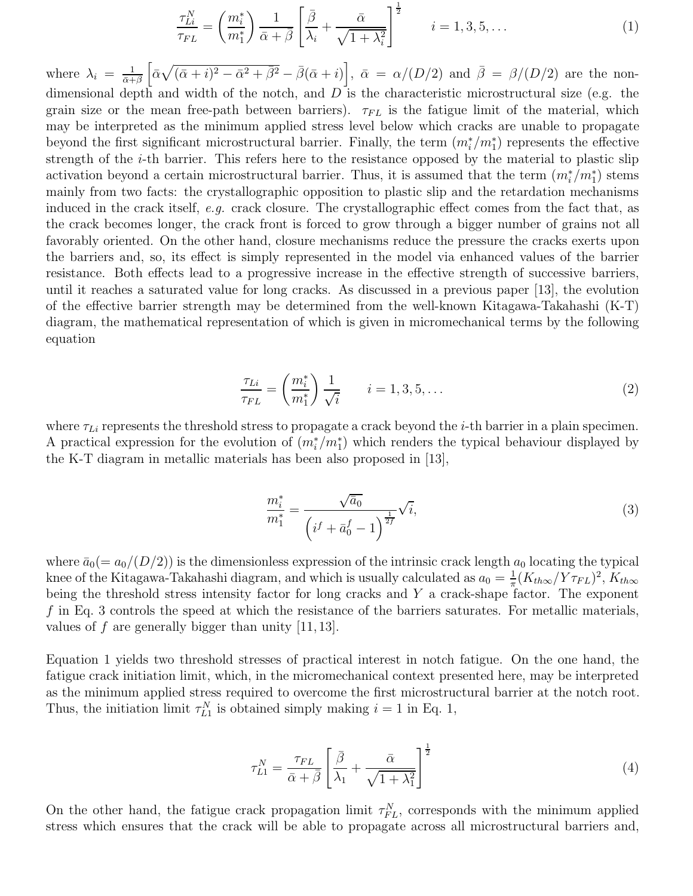$$\frac{\tau_{Li}^N}{\tau_{FL}} = \left(\frac{m_i^*}{m_1^*}\right) \frac{1}{\bar{\alpha}+\bar{\beta}} \left[\frac{\bar{\beta}}{\lambda_i} + \frac{\bar{\alpha}}{\sqrt{1+\lambda_i^2}}\right]^{\frac{1}{2}} \qquad i = 1, 3, 5, \ldots \tag{1}$$

where $\lambda_i = \frac{1}{\bar{\alpha}+\beta}\left[\bar{\alpha}\sqrt{(\bar{\alpha}+i)^2 - \bar{\alpha}^2 + \bar{\beta}^2} - \bar{\beta}(\bar{\alpha}+i)\right]$, $\bar{\alpha} = \alpha/(D/2)$ and $\bar{\beta} = \beta/(D/2)$ are the non-dimensional depth and width of the notch, and $D$ is the characteristic microstructural size (e.g. the grain size or the mean free-path between barriers). $\tau_{FL}$ is the fatigue limit of the material, which may be interpreted as the minimum applied stress level below which cracks are unable to propagate beyond the first significant microstructural barrier. Finally, the term $(m_i^*/m_1^*)$ represents the effective strength of the $i$-th barrier. This refers here to the resistance opposed by the material to plastic slip activation beyond a certain microstructural barrier. Thus, it is assumed that the term $(m_i^*/m_1^*)$ stems mainly from two facts: the crystallographic opposition to plastic slip and the retardation mechanisms induced in the crack itself, *e.g.* crack closure. The crystallographic effect comes from the fact that, as the crack becomes longer, the crack front is forced to grow through a bigger number of grains not all favorably oriented. On the other hand, closure mechanisms reduce the pressure the cracks exerts upon the barriers and, so, its effect is simply represented in the model via enhanced values of the barrier resistance. Both effects lead to a progressive increase in the effective strength of successive barriers, until it reaches a saturated value for long cracks. As discussed in a previous paper [13], the evolution of the effective barrier strength may be determined from the well-known Kitagawa-Takahashi (K-T) diagram, the mathematical representation of which is given in micromechanical terms by the following equation

$$\frac{\tau_{Li}}{\tau_{FL}} = \left(\frac{m_i^*}{m_1^*}\right) \frac{1}{\sqrt{i}} \qquad i = 1, 3, 5, \ldots \tag{2}$$

where $\tau_{Li}$ represents the threshold stress to propagate a crack beyond the $i$-th barrier in a plain specimen. A practical expression for the evolution of $(m_i^*/m_1^*)$ which renders the typical behaviour displayed by the K-T diagram in metallic materials has been also proposed in [13],

$$\frac{m_i^*}{m_1^*} = \frac{\sqrt{\bar{a}_0}}{\left(i^f + \bar{a}_0^f - 1\right)^{\frac{1}{2f}}}\sqrt{i}, \tag{3}$$

where $\bar{a}_0 (= a_0/(D/2))$ is the dimensionless expression of the intrinsic crack length $a_0$ locating the typical knee of the Kitagawa-Takahashi diagram, and which is usually calculated as $a_0 = \frac{1}{\pi}(K_{th\infty}/Y\tau_{FL})^2$, $K_{th\infty}$ being the threshold stress intensity factor for long cracks and $Y$ a crack-shape factor. The exponent $f$ in Eq. 3 controls the speed at which the resistance of the barriers saturates. For metallic materials, values of $f$ are generally bigger than unity [11,13].

Equation 1 yields two threshold stresses of practical interest in notch fatigue. On the one hand, the fatigue crack initiation limit, which, in the micromechanical context presented here, may be interpreted as the minimum applied stress required to overcome the first microstructural barrier at the notch root. Thus, the initiation limit $\tau_{L1}^N$ is obtained simply making $i = 1$ in Eq. 1,

$$\tau_{L1}^N = \frac{\tau_{FL}}{\bar{\alpha}+\bar{\beta}} \left[\frac{\bar{\beta}}{\lambda_1} + \frac{\bar{\alpha}}{\sqrt{1+\lambda_1^2}}\right]^{\frac{1}{2}} \tag{4}$$

On the other hand, the fatigue crack propagation limit $\tau_{FL}^N$, corresponds with the minimum applied stress which ensures that the crack will be able to propagate across all microstructural barriers and,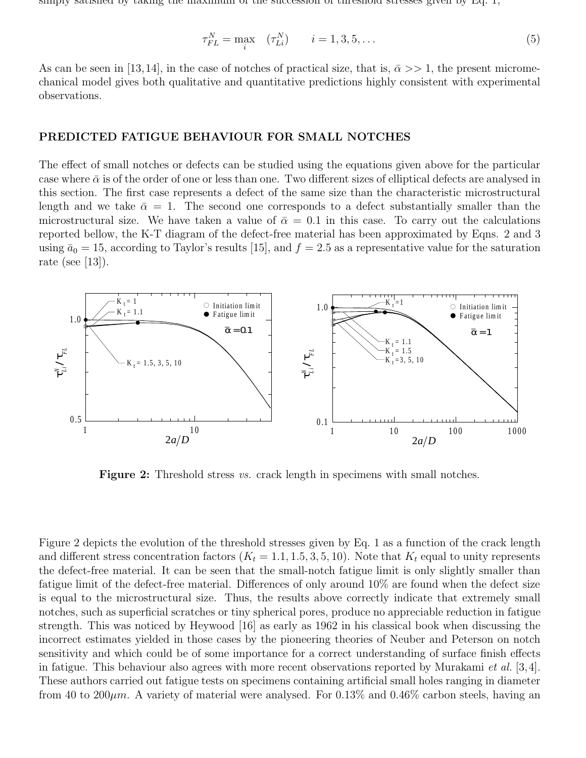simply satisfied by taking the maximum of the succession of threshold stresses given by Eq. 1,

$$\tau_{FL}^N = \max_i \quad (\tau_{Li}^N) \qquad i = 1, 3, 5, \ldots \tag{5}$$

As can be seen in [13,14], in the case of notches of practical size, that is, $\bar{\alpha} >> 1$, the present micromechanical model gives both qualitative and quantitative predictions highly consistent with experimental observations.

## PREDICTED FATIGUE BEHAVIOUR FOR SMALL NOTCHES

The effect of small notches or defects can be studied using the equations given above for the particular case where $\bar{\alpha}$ is of the order of one or less than one. Two different sizes of elliptical defects are analysed in this section. The first case represents a defect of the same size than the characteristic microstructural length and we take $\bar{\alpha} = 1$. The second one corresponds to a defect substantially smaller than the microstructural size. We have taken a value of $\bar{\alpha} = 0.1$ in this case. To carry out the calculations reported bellow, the K-T diagram of the defect-free material has been approximated by Eqns. 2 and 3 using $\bar{a}_0 = 15$, according to Taylor's results [15], and $f = 2.5$ as a representative value for the saturation rate (see [13]).

**Figure 2:** Threshold stress *vs.* crack length in specimens with small notches.

Figure 2 depicts the evolution of the threshold stresses given by Eq. 1 as a function of the crack length and different stress concentration factors ($K_t = 1.1, 1.5, 3, 5, 10$). Note that $K_t$ equal to unity represents the defect-free material. It can be seen that the small-notch fatigue limit is only slightly smaller than fatigue limit of the defect-free material. Differences of only around 10% are found when the defect size is equal to the microstructural size. Thus, the results above correctly indicate that extremely small notches, such as superficial scratches or tiny spherical pores, produce no appreciable reduction in fatigue strength. This was noticed by Heywood [16] as early as 1962 in his classical book when discussing the incorrect estimates yielded in those cases by the pioneering theories of Neuber and Peterson on notch sensitivity and which could be of some importance for a correct understanding of surface finish effects in fatigue. This behaviour also agrees with more recent observations reported by Murakami *et al.* [3,4]. These authors carried out fatigue tests on specimens containing artificial small holes ranging in diameter from 40 to 200$\mu m$. A variety of material were analysed. For 0.13% and 0.46% carbon steels, having an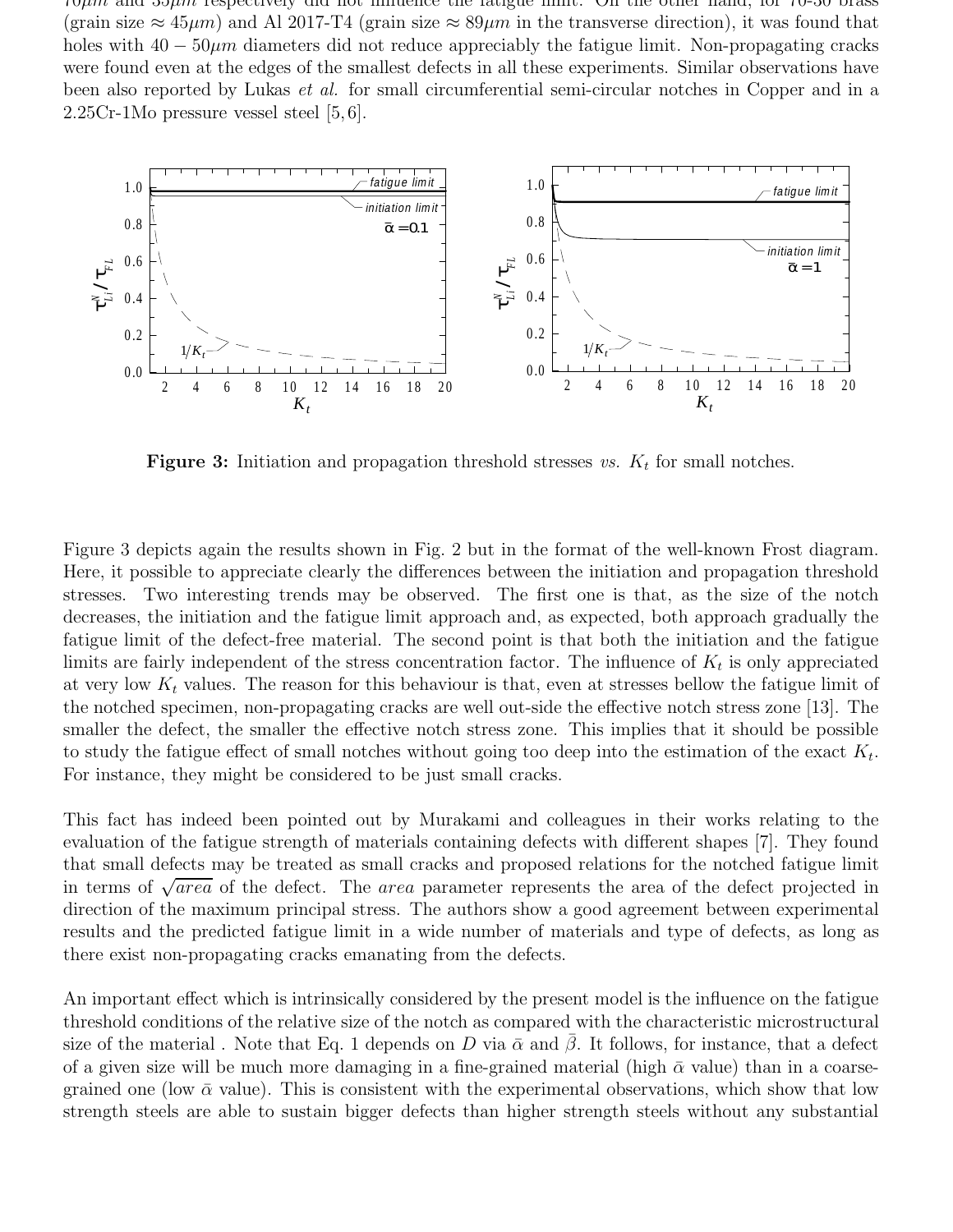$10\mu m$ and $35\mu m$ respectively did not influence the fatigue limit. On the other hand, for 70-30 brass (grain size $\approx 45\mu m$) and Al 2017-T4 (grain size $\approx 89\mu m$ in the transverse direction), it was found that holes with $40-50\mu m$ diameters did not reduce appreciably the fatigue limit. Non-propagating cracks were found even at the edges of the smallest defects in all these experiments. Similar observations have been also reported by Lukas *et al.* for small circumferential semi-circular notches in Copper and in a 2.25Cr-1Mo pressure vessel steel [5, 6].

**Figure 3:** Initiation and propagation threshold stresses *vs.* $K_t$ for small notches.

Figure 3 depicts again the results shown in Fig. 2 but in the format of the well-known Frost diagram. Here, it possible to appreciate clearly the differences between the initiation and propagation threshold stresses. Two interesting trends may be observed. The first one is that, as the size of the notch decreases, the initiation and the fatigue limit approach and, as expected, both approach gradually the fatigue limit of the defect-free material. The second point is that both the initiation and the fatigue limits are fairly independent of the stress concentration factor. The influence of $K_t$ is only appreciated at very low $K_t$ values. The reason for this behaviour is that, even at stresses bellow the fatigue limit of the notched specimen, non-propagating cracks are well out-side the effective notch stress zone [13]. The smaller the defect, the smaller the effective notch stress zone. This implies that it should be possible to study the fatigue effect of small notches without going too deep into the estimation of the exact $K_t$. For instance, they might be considered to be just small cracks.

This fact has indeed been pointed out by Murakami and colleagues in their works relating to the evaluation of the fatigue strength of materials containing defects with different shapes [7]. They found that small defects may be treated as small cracks and proposed relations for the notched fatigue limit in terms of $\sqrt{area}$ of the defect. The *area* parameter represents the area of the defect projected in direction of the maximum principal stress. The authors show a good agreement between experimental results and the predicted fatigue limit in a wide number of materials and type of defects, as long as there exist non-propagating cracks emanating from the defects.

An important effect which is intrinsically considered by the present model is the influence on the fatigue threshold conditions of the relative size of the notch as compared with the characteristic microstructural size of the material . Note that Eq. 1 depends on $D$ via $\bar{\alpha}$ and $\bar{\beta}$. It follows, for instance, that a defect of a given size will be much more damaging in a fine-grained material (high $\bar{\alpha}$ value) than in a coarse-grained one (low $\bar{\alpha}$ value). This is consistent with the experimental observations, which show that low strength steels are able to sustain bigger defects than higher strength steels without any substantial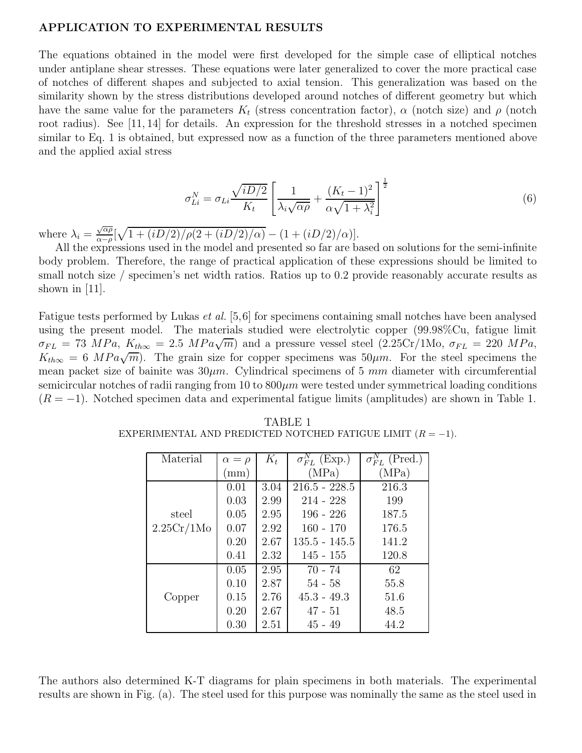## APPLICATION TO EXPERIMENTAL RESULTS

The equations obtained in the model were first developed for the simple case of elliptical notches under antiplane shear stresses. These equations were later generalized to cover the more practical case of notches of different shapes and subjected to axial tension. This generalization was based on the similarity shown by the stress distributions developed around notches of different geometry but which have the same value for the parameters $K_t$ (stress concentration factor), $\alpha$ (notch size) and $\rho$ (notch root radius). See [11, 14] for details. An expression for the threshold stresses in a notched specimen similar to Eq. 1 is obtained, but expressed now as a function of the three parameters mentioned above and the applied axial stress

$$\sigma_{Li}^{N} = \sigma_{Li} \frac{\sqrt{iD/2}}{K_t} \left[ \frac{1}{\lambda_i \sqrt{\alpha \rho}} + \frac{(K_t - 1)^2}{\alpha \sqrt{1 + \lambda_i^2}} \right]^{\frac{1}{2}} \tag{6}$$

where $\lambda_i = \frac{\sqrt{\alpha\rho}}{\alpha - \rho}[\sqrt{1 + (iD/2)/\rho(2 + (iD/2)/\alpha)} - (1 + (iD/2)/\alpha)]$.

All the expressions used in the model and presented so far are based on solutions for the semi-infinite body problem. Therefore, the range of practical application of these expressions should be limited to small notch size / specimen's net width ratios. Ratios up to 0.2 provide reasonably accurate results as shown in [11].

Fatigue tests performed by Lukas *et al.* [5,6] for specimens containing small notches have been analysed using the present model. The materials studied were electrolytic copper (99.98%Cu, fatigue limit $\sigma_{FL} = 73\ MPa$, $K_{th\infty} = 2.5\ MPa\sqrt{m}$) and a pressure vessel steel (2.25Cr/1Mo, $\sigma_{FL} = 220\ MPa$, $K_{th\infty} = 6\ MPa\sqrt{m}$). The grain size for copper specimens was $50 \mu m$. For the steel specimens the mean packet size of bainite was $30 \mu m$. Cylindrical specimens of 5 $mm$ diameter with circumferential semicircular notches of radii ranging from 10 to $800 \mu m$ were tested under symmetrical loading conditions ($R = -1$). Notched specimen data and experimental fatigue limits (amplitudes) are shown in Table 1.

TABLE 1
EXPERIMENTAL AND PREDICTED NOTCHED FATIGUE LIMIT ($R = -1$).

| Material | $\alpha = \rho$ (mm) | $K_t$ | $\sigma_{FL}^N$ (Exp.) (MPa) | $\sigma_{FL}^N$ (Pred.) (MPa) |
|---|---|---|---|---|
| steel 2.25Cr/1Mo | 0.01 | 3.04 | 216.5 - 228.5 | 216.3 |
| | 0.03 | 2.99 | 214 - 228 | 199 |
| | 0.05 | 2.95 | 196 - 226 | 187.5 |
| | 0.07 | 2.92 | 160 - 170 | 176.5 |
| | 0.20 | 2.67 | 135.5 - 145.5 | 141.2 |
| | 0.41 | 2.32 | 145 - 155 | 120.8 |
| Copper | 0.05 | 2.95 | 70 - 74 | 62 |
| | 0.10 | 2.87 | 54 - 58 | 55.8 |
| | 0.15 | 2.76 | 45.3 - 49.3 | 51.6 |
| | 0.20 | 2.67 | 47 - 51 | 48.5 |
| | 0.30 | 2.51 | 45 - 49 | 44.2 |

The authors also determined K-T diagrams for plain specimens in both materials. The experimental results are shown in Fig. (a). The steel used for this purpose was nominally the same as the steel used in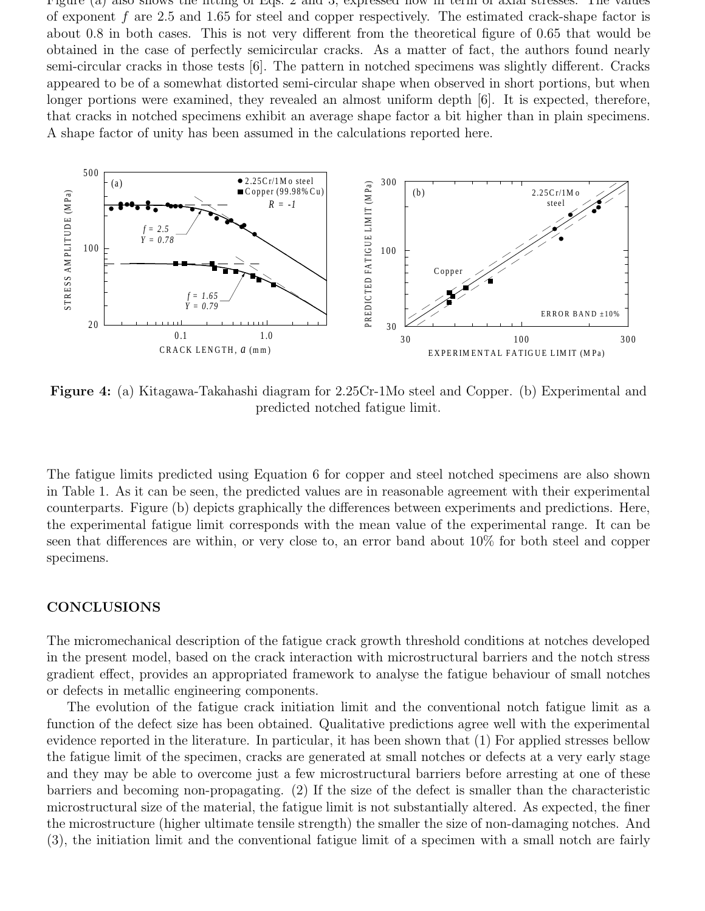Figure (a) also shows the fitting of Eqs. 2 and 3, expressed now in term of axial stresses. The values of exponent $f$ are 2.5 and 1.65 for steel and copper respectively. The estimated crack-shape factor is about 0.8 in both cases. This is not very different from the theoretical figure of 0.65 that would be obtained in the case of perfectly semicircular cracks. As a matter of fact, the authors found nearly semi-circular cracks in those tests [6]. The pattern in notched specimens was slightly different. Cracks appeared to be of a somewhat distorted semi-circular shape when observed in short portions, but when longer portions were examined, they revealed an almost uniform depth [6]. It is expected, therefore, that cracks in notched specimens exhibit an average shape factor a bit higher than in plain specimens. A shape factor of unity has been assumed in the calculations reported here.

**Figure 4:** (a) Kitagawa-Takahashi diagram for 2.25Cr-1Mo steel and Copper. (b) Experimental and predicted notched fatigue limit.

The fatigue limits predicted using Equation 6 for copper and steel notched specimens are also shown in Table 1. As it can be seen, the predicted values are in reasonable agreement with their experimental counterparts. Figure (b) depicts graphically the differences between experiments and predictions. Here, the experimental fatigue limit corresponds with the mean value of the experimental range. It can be seen that differences are within, or very close to, an error band about 10% for both steel and copper specimens.

## CONCLUSIONS

The micromechanical description of the fatigue crack growth threshold conditions at notches developed in the present model, based on the crack interaction with microstructural barriers and the notch stress gradient effect, provides an appropriated framework to analyse the fatigue behaviour of small notches or defects in metallic engineering components.

The evolution of the fatigue crack initiation limit and the conventional notch fatigue limit as a function of the defect size has been obtained. Qualitative predictions agree well with the experimental evidence reported in the literature. In particular, it has been shown that (1) For applied stresses bellow the fatigue limit of the specimen, cracks are generated at small notches or defects at a very early stage and they may be able to overcome just a few microstructural barriers before arresting at one of these barriers and becoming non-propagating. (2) If the size of the defect is smaller than the characteristic microstructural size of the material, the fatigue limit is not substantially altered. As expected, the finer the microstructure (higher ultimate tensile strength) the smaller the size of non-damaging notches. And (3), the initiation limit and the conventional fatigue limit of a specimen with a small notch are fairly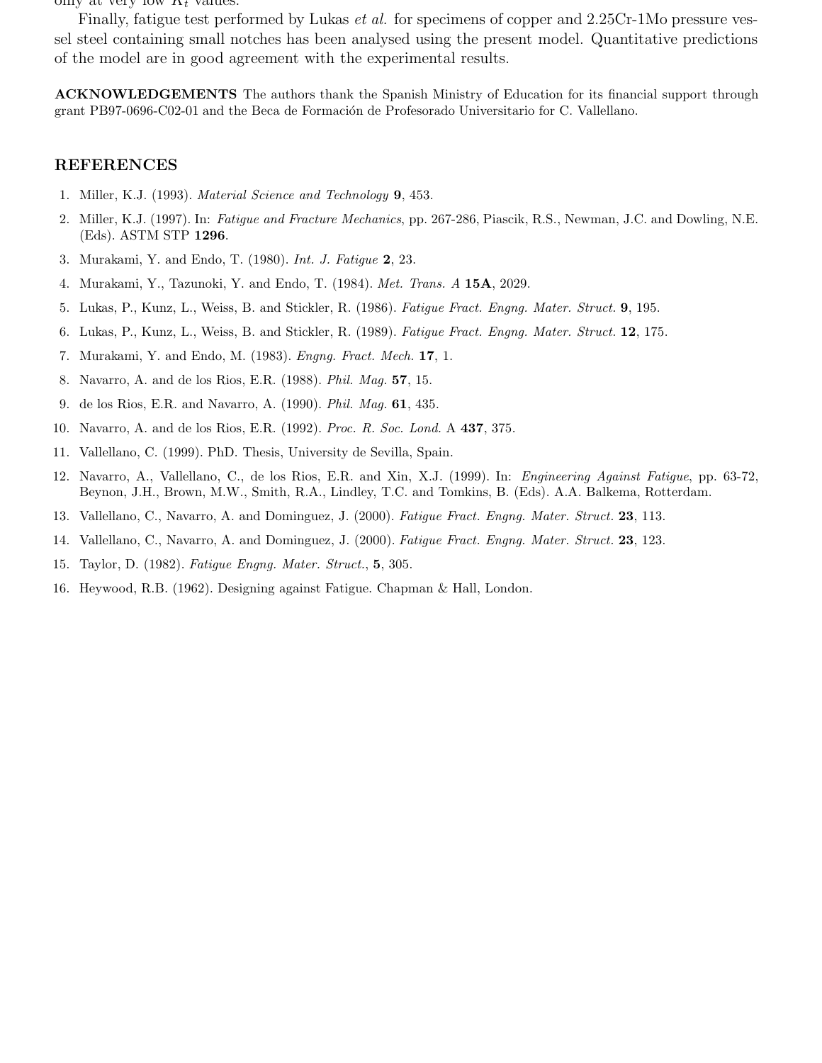only at very low $K_t$ values.

Finally, fatigue test performed by Lukas *et al.* for specimens of copper and 2.25Cr-1Mo pressure vessel steel containing small notches has been analysed using the present model. Quantitative predictions of the model are in good agreement with the experimental results.

**ACKNOWLEDGEMENTS** The authors thank the Spanish Ministry of Education for its financial support through grant PB97-0696-C02-01 and the Beca de Formación de Profesorado Universitario for C. Vallellano.

## REFERENCES

1. Miller, K.J. (1993). *Material Science and Technology* **9**, 453.
2. Miller, K.J. (1997). In: *Fatigue and Fracture Mechanics*, pp. 267-286, Piascik, R.S., Newman, J.C. and Dowling, N.E. (Eds). ASTM STP **1296**.
3. Murakami, Y. and Endo, T. (1980). *Int. J. Fatigue* **2**, 23.
4. Murakami, Y., Tazunoki, Y. and Endo, T. (1984). *Met. Trans. A* **15A**, 2029.
5. Lukas, P., Kunz, L., Weiss, B. and Stickler, R. (1986). *Fatigue Fract. Engng. Mater. Struct.* **9**, 195.
6. Lukas, P., Kunz, L., Weiss, B. and Stickler, R. (1989). *Fatigue Fract. Engng. Mater. Struct.* **12**, 175.
7. Murakami, Y. and Endo, M. (1983). *Engng. Fract. Mech.* **17**, 1.
8. Navarro, A. and de los Rios, E.R. (1988). *Phil. Mag.* **57**, 15.
9. de los Rios, E.R. and Navarro, A. (1990). *Phil. Mag.* **61**, 435.
10. Navarro, A. and de los Rios, E.R. (1992). *Proc. R. Soc. Lond.* A **437**, 375.
11. Vallellano, C. (1999). PhD. Thesis, University de Sevilla, Spain.
12. Navarro, A., Vallellano, C., de los Rios, E.R. and Xin, X.J. (1999). In: *Engineering Against Fatigue*, pp. 63-72, Beynon, J.H., Brown, M.W., Smith, R.A., Lindley, T.C. and Tomkins, B. (Eds). A.A. Balkema, Rotterdam.
13. Vallellano, C., Navarro, A. and Dominguez, J. (2000). *Fatigue Fract. Engng. Mater. Struct.* **23**, 113.
14. Vallellano, C., Navarro, A. and Dominguez, J. (2000). *Fatigue Fract. Engng. Mater. Struct.* **23**, 123.
15. Taylor, D. (1982). *Fatigue Engng. Mater. Struct.*, **5**, 305.
16. Heywood, R.B. (1962). Designing against Fatigue. Chapman & Hall, London.